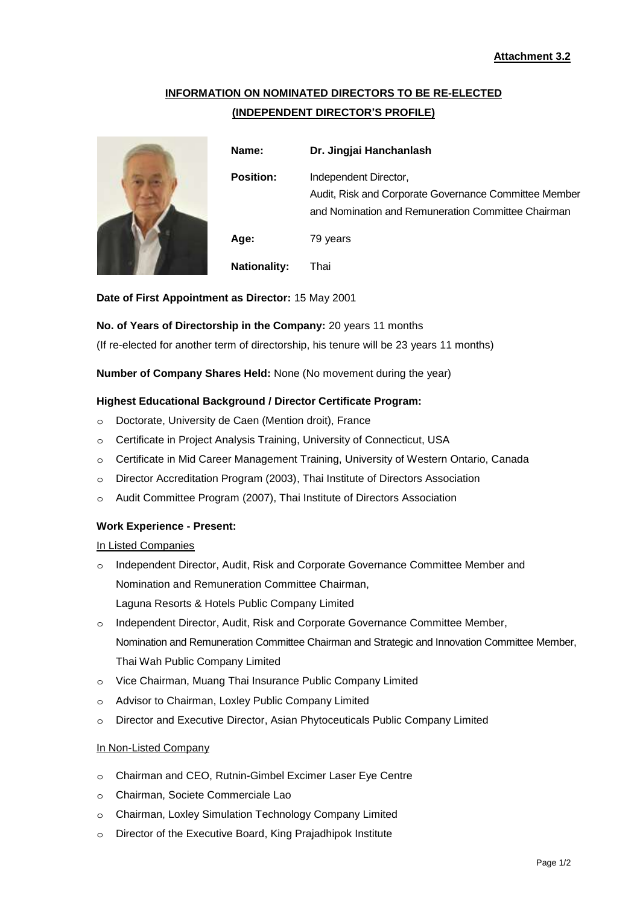**Attachment 3.2**

# INFORMATION ON NOMINATED DIRECTORS TO BE RE-ELECTED (INDEPENDENT DIRECTOR'S PROFILE)

| | |
|---|---|
| **Name:** | **Dr. Jingjai Hanchanlash** |
| **Position:** | Independent Director, Audit, Risk and Corporate Governance Committee Member and Nomination and Remuneration Committee Chairman |
| **Age:** | 79 years |
| **Nationality:** | Thai |

**Date of First Appointment as Director:** 15 May 2001

**No. of Years of Directorship in the Company:** 20 years 11 months

(If re-elected for another term of directorship, his tenure will be 23 years 11 months)

**Number of Company Shares Held:** None (No movement during the year)

**Highest Educational Background / Director Certificate Program:**

- Doctorate, University de Caen (Mention droit), France
- Certificate in Project Analysis Training, University of Connecticut, USA
- Certificate in Mid Career Management Training, University of Western Ontario, Canada
- Director Accreditation Program (2003), Thai Institute of Directors Association
- Audit Committee Program (2007), Thai Institute of Directors Association

**Work Experience - Present:**

In Listed Companies

- Independent Director, Audit, Risk and Corporate Governance Committee Member and Nomination and Remuneration Committee Chairman, Laguna Resorts & Hotels Public Company Limited
- Independent Director, Audit, Risk and Corporate Governance Committee Member, Nomination and Remuneration Committee Chairman and Strategic and Innovation Committee Member, Thai Wah Public Company Limited
- Vice Chairman, Muang Thai Insurance Public Company Limited
- Advisor to Chairman, Loxley Public Company Limited
- Director and Executive Director, Asian Phytoceuticals Public Company Limited

In Non-Listed Company

- Chairman and CEO, Rutnin-Gimbel Excimer Laser Eye Centre
- Chairman, Societe Commerciale Lao
- Chairman, Loxley Simulation Technology Company Limited
- Director of the Executive Board, King Prajadhipok Institute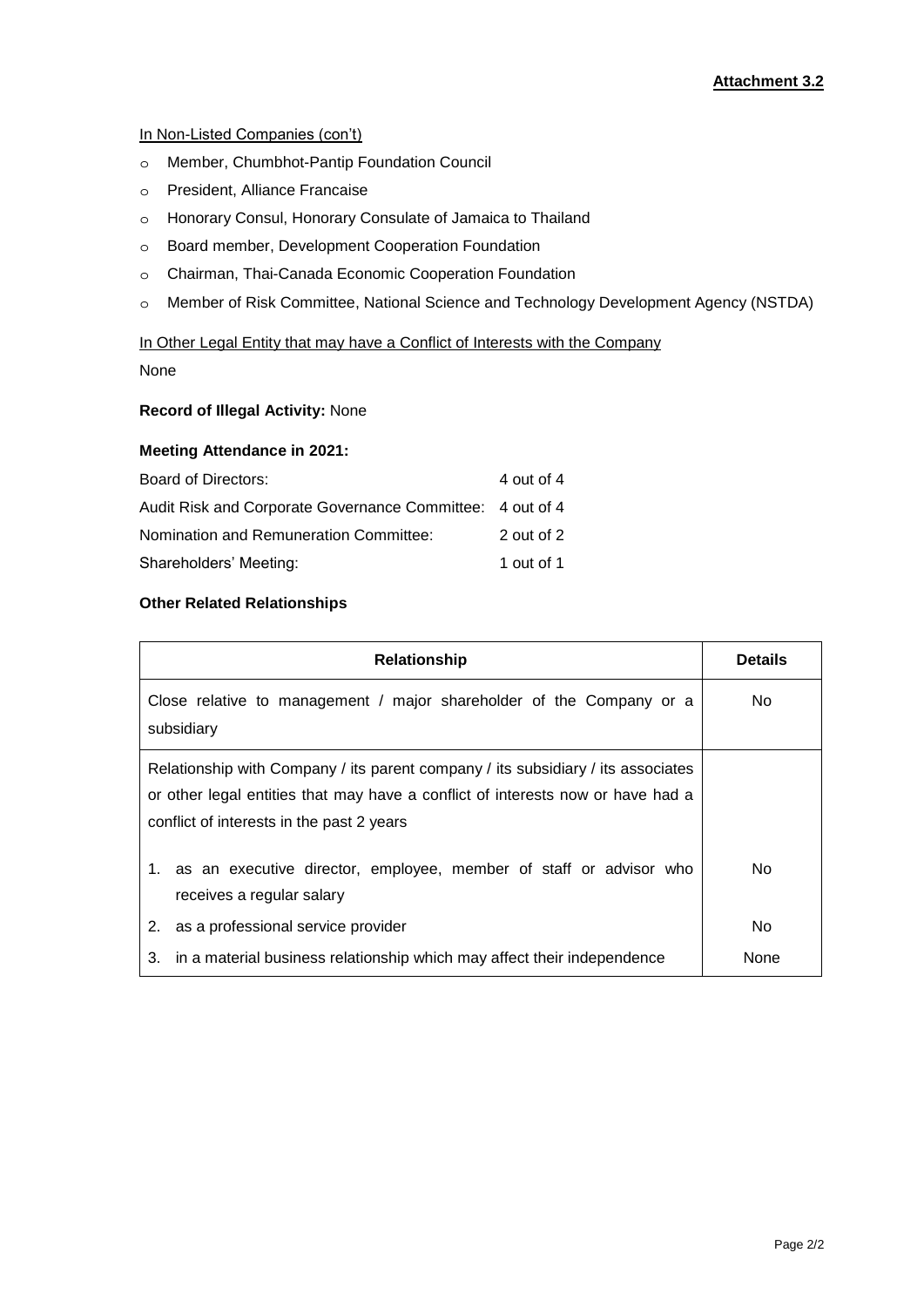**Attachment 3.2**

In Non-Listed Companies (con't)

- Member, Chumbhot-Pantip Foundation Council
- President, Alliance Francaise
- Honorary Consul, Honorary Consulate of Jamaica to Thailand
- Board member, Development Cooperation Foundation
- Chairman, Thai-Canada Economic Cooperation Foundation
- Member of Risk Committee, National Science and Technology Development Agency (NSTDA)

In Other Legal Entity that may have a Conflict of Interests with the Company

None

**Record of Illegal Activity:** None

**Meeting Attendance in 2021:**

| | |
|---|---|
| Board of Directors: | 4 out of 4 |
| Audit Risk and Corporate Governance Committee: | 4 out of 4 |
| Nomination and Remuneration Committee: | 2 out of 2 |
| Shareholders' Meeting: | 1 out of 1 |

**Other Related Relationships**

| Relationship | Details |
|---|---|
| Close relative to management / major shareholder of the Company or a subsidiary | No |
| Relationship with Company / its parent company / its subsidiary / its associates or other legal entities that may have a conflict of interests now or have had a conflict of interests in the past 2 years | |
| 1. as an executive director, employee, member of staff or advisor who receives a regular salary | No |
| 2. as a professional service provider | No |
| 3. in a material business relationship which may affect their independence | None |